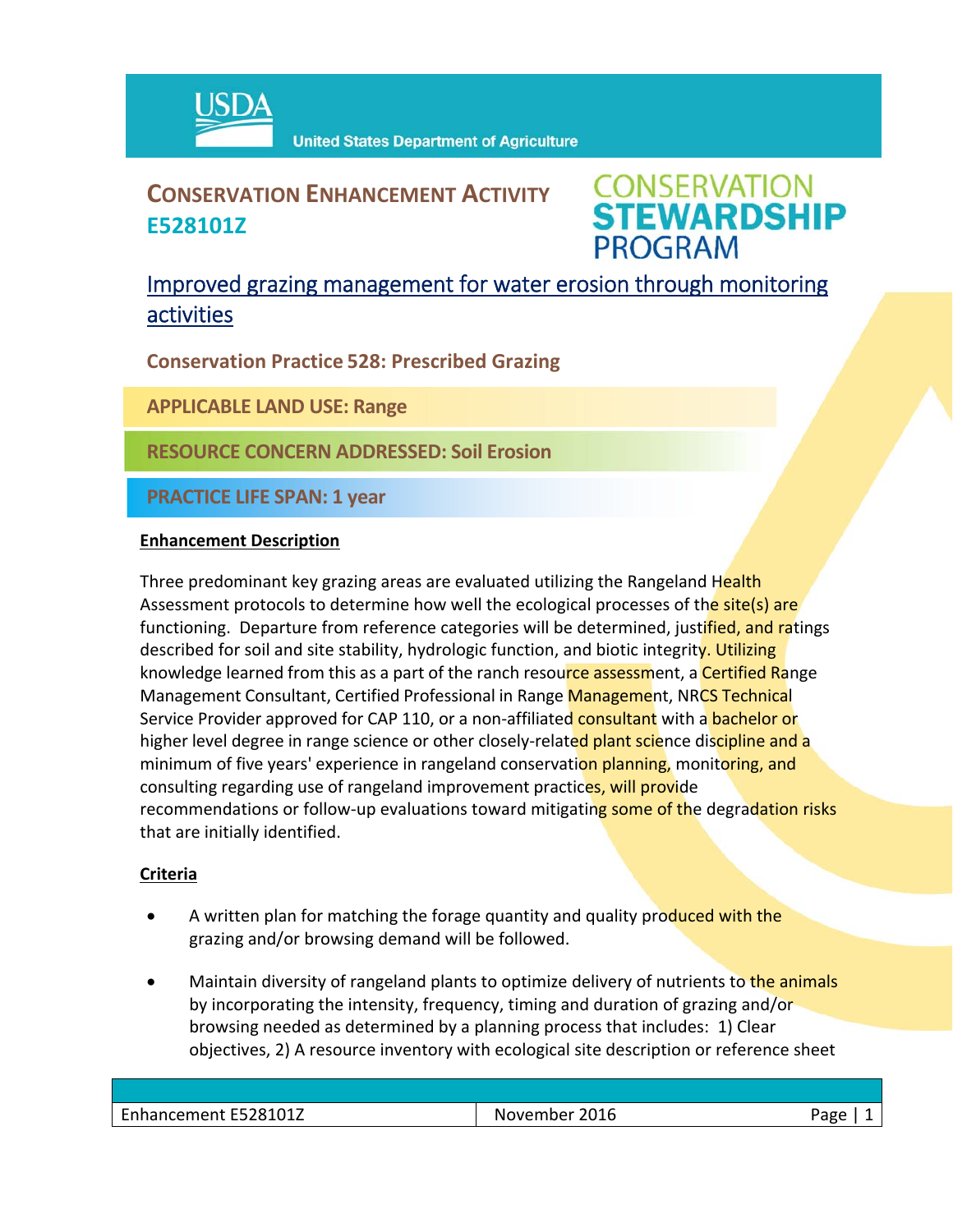# CONSERVATION ENHANCEMENT ACTIVITY E528101Z

CONSERVATION STEWARDSHIP PROGRAM

## Improved grazing management for water erosion through monitoring activities

**Conservation Practice 528: Prescribed Grazing**

**APPLICABLE LAND USE: Range**

**RESOURCE CONCERN ADDRESSED: Soil Erosion**

**PRACTICE LIFE SPAN: 1 year**

### Enhancement Description

Three predominant key grazing areas are evaluated utilizing the Rangeland Health Assessment protocols to determine how well the ecological processes of the site(s) are functioning. Departure from reference categories will be determined, justified, and ratings described for soil and site stability, hydrologic function, and biotic integrity. Utilizing knowledge learned from this as a part of the ranch resource assessment, a Certified Range Management Consultant, Certified Professional in Range Management, NRCS Technical Service Provider approved for CAP 110, or a non-affiliated consultant with a bachelor or higher level degree in range science or other closely-related plant science discipline and a minimum of five years' experience in rangeland conservation planning, monitoring, and consulting regarding use of rangeland improvement practices, will provide recommendations or follow-up evaluations toward mitigating some of the degradation risks that are initially identified.

### Criteria

- A written plan for matching the forage quantity and quality produced with the grazing and/or browsing demand will be followed.
- Maintain diversity of rangeland plants to optimize delivery of nutrients to the animals by incorporating the intensity, frequency, timing and duration of grazing and/or browsing needed as determined by a planning process that includes: 1) Clear objectives, 2) A resource inventory with ecological site description or reference sheet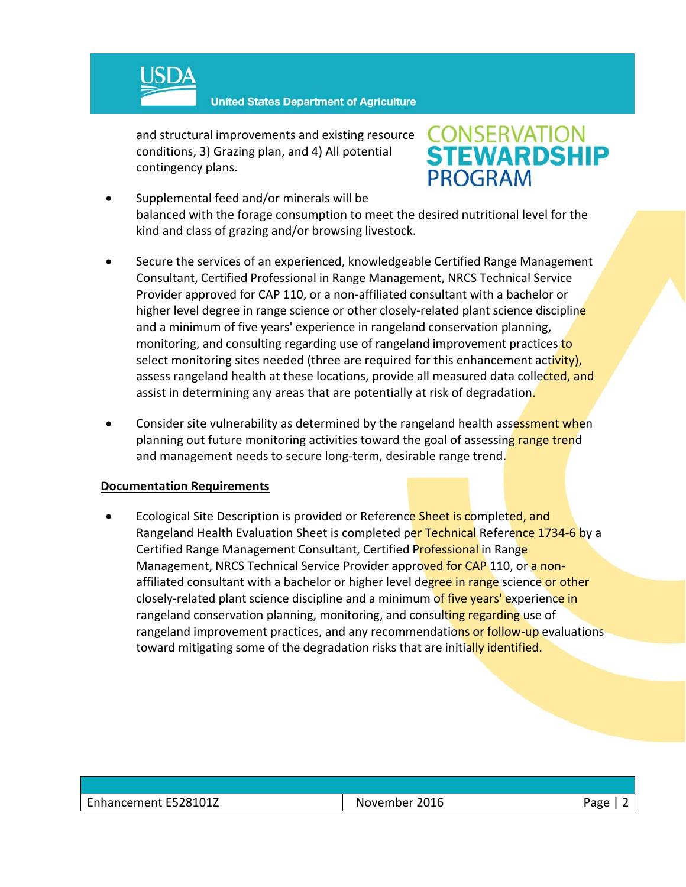and structural improvements and existing resource conditions, 3) Grazing plan, and 4) All potential contingency plans.

- Supplemental feed and/or minerals will be balanced with the forage consumption to meet the desired nutritional level for the kind and class of grazing and/or browsing livestock.

- Secure the services of an experienced, knowledgeable Certified Range Management Consultant, Certified Professional in Range Management, NRCS Technical Service Provider approved for CAP 110, or a non-affiliated consultant with a bachelor or higher level degree in range science or other closely-related plant science discipline and a minimum of five years' experience in rangeland conservation planning, monitoring, and consulting regarding use of rangeland improvement practices to select monitoring sites needed (three are required for this enhancement activity), assess rangeland health at these locations, provide all measured data collected, and assist in determining any areas that are potentially at risk of degradation.

- Consider site vulnerability as determined by the rangeland health assessment when planning out future monitoring activities toward the goal of assessing range trend and management needs to secure long-term, desirable range trend.

**Documentation Requirements**

- Ecological Site Description is provided or Reference Sheet is completed, and Rangeland Health Evaluation Sheet is completed per Technical Reference 1734-6 by a Certified Range Management Consultant, Certified Professional in Range Management, NRCS Technical Service Provider approved for CAP 110, or a non-affiliated consultant with a bachelor or higher level degree in range science or other closely-related plant science discipline and a minimum of five years' experience in rangeland conservation planning, monitoring, and consulting regarding use of rangeland improvement practices, and any recommendations or follow-up evaluations toward mitigating some of the degradation risks that are initially identified.